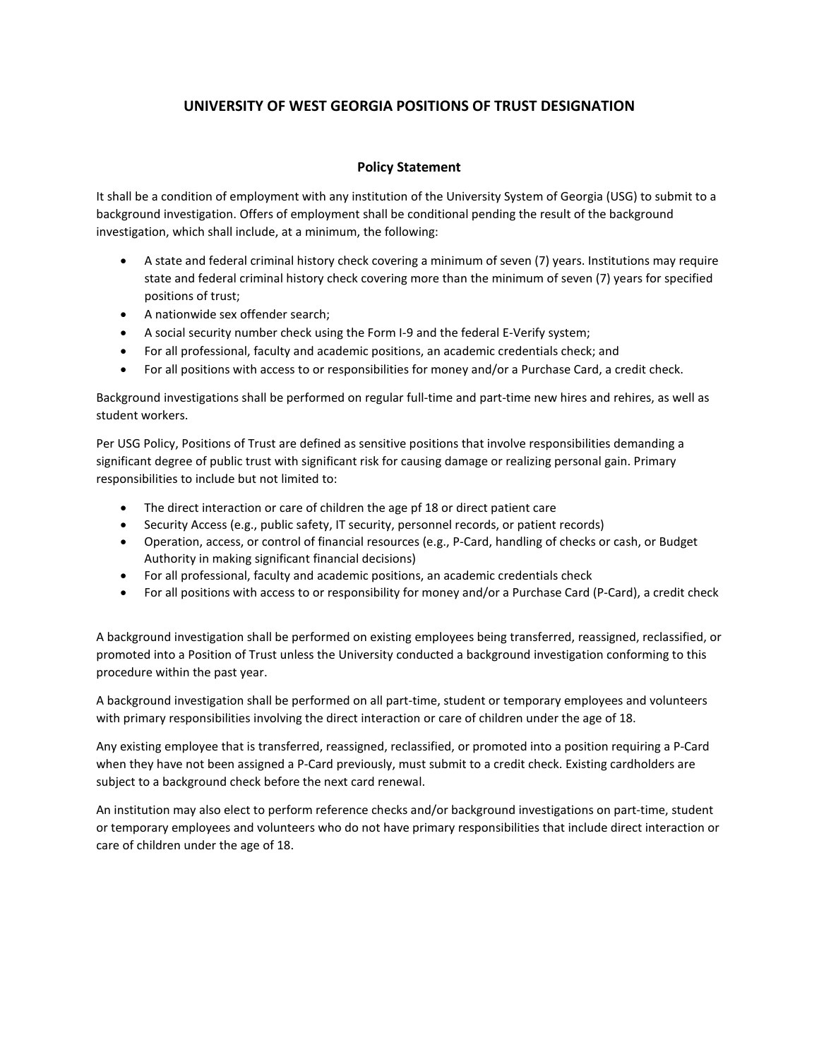# UNIVERSITY OF WEST GEORGIA POSITIONS OF TRUST DESIGNATION

## Policy Statement

It shall be a condition of employment with any institution of the University System of Georgia (USG) to submit to a background investigation. Offers of employment shall be conditional pending the result of the background investigation, which shall include, at a minimum, the following:

- A state and federal criminal history check covering a minimum of seven (7) years. Institutions may require state and federal criminal history check covering more than the minimum of seven (7) years for specified positions of trust;
- A nationwide sex offender search;
- A social security number check using the Form I-9 and the federal E-Verify system;
- For all professional, faculty and academic positions, an academic credentials check; and
- For all positions with access to or responsibilities for money and/or a Purchase Card, a credit check.

Background investigations shall be performed on regular full-time and part-time new hires and rehires, as well as student workers.

Per USG Policy, Positions of Trust are defined as sensitive positions that involve responsibilities demanding a significant degree of public trust with significant risk for causing damage or realizing personal gain. Primary responsibilities to include but not limited to:

- The direct interaction or care of children the age pf 18 or direct patient care
- Security Access (e.g., public safety, IT security, personnel records, or patient records)
- Operation, access, or control of financial resources (e.g., P-Card, handling of checks or cash, or Budget Authority in making significant financial decisions)
- For all professional, faculty and academic positions, an academic credentials check
- For all positions with access to or responsibility for money and/or a Purchase Card (P-Card), a credit check

A background investigation shall be performed on existing employees being transferred, reassigned, reclassified, or promoted into a Position of Trust unless the University conducted a background investigation conforming to this procedure within the past year.

A background investigation shall be performed on all part-time, student or temporary employees and volunteers with primary responsibilities involving the direct interaction or care of children under the age of 18.

Any existing employee that is transferred, reassigned, reclassified, or promoted into a position requiring a P-Card when they have not been assigned a P-Card previously, must submit to a credit check. Existing cardholders are subject to a background check before the next card renewal.

An institution may also elect to perform reference checks and/or background investigations on part-time, student or temporary employees and volunteers who do not have primary responsibilities that include direct interaction or care of children under the age of 18.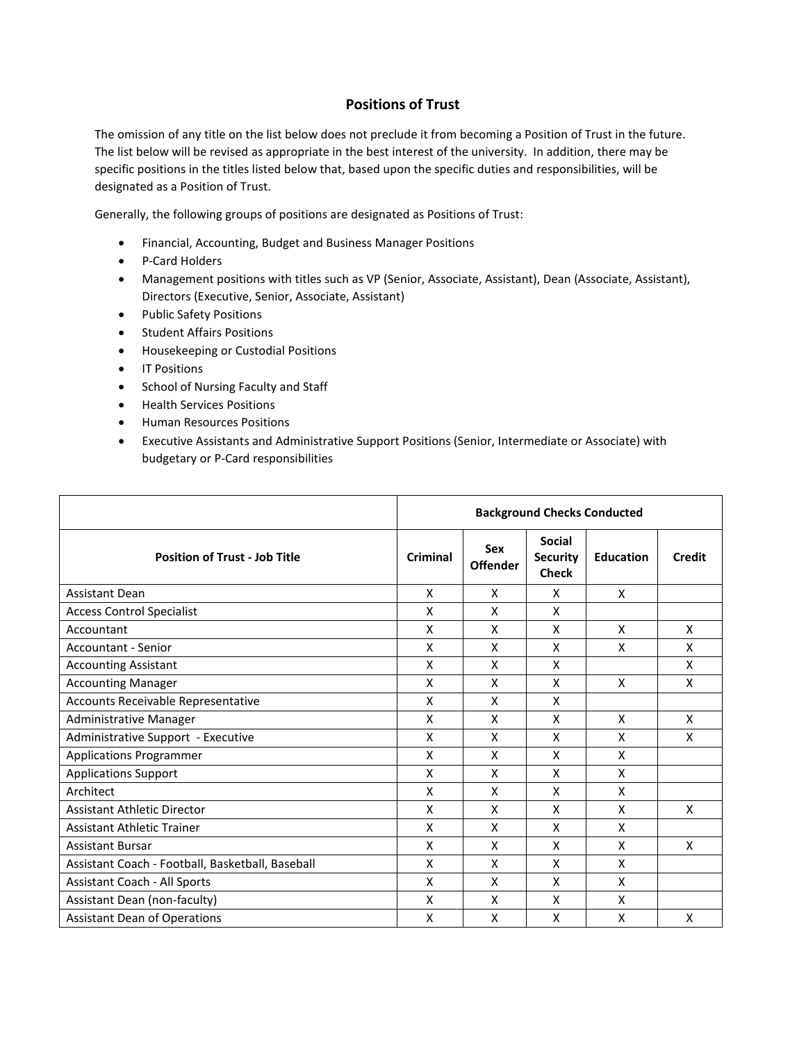# Positions of Trust

The omission of any title on the list below does not preclude it from becoming a Position of Trust in the future. The list below will be revised as appropriate in the best interest of the university. In addition, there may be specific positions in the titles listed below that, based upon the specific duties and responsibilities, will be designated as a Position of Trust.

Generally, the following groups of positions are designated as Positions of Trust:

- Financial, Accounting, Budget and Business Manager Positions
- P-Card Holders
- Management positions with titles such as VP (Senior, Associate, Assistant), Dean (Associate, Assistant), Directors (Executive, Senior, Associate, Assistant)
- Public Safety Positions
- Student Affairs Positions
- Housekeeping or Custodial Positions
- IT Positions
- School of Nursing Faculty and Staff
- Health Services Positions
- Human Resources Positions
- Executive Assistants and Administrative Support Positions (Senior, Intermediate or Associate) with budgetary or P-Card responsibilities

| | Background Checks Conducted | | | | |
|---|---|---|---|---|---|
| **Position of Trust - Job Title** | **Criminal** | **Sex Offender** | **Social Security Check** | **Education** | **Credit** |
| Assistant Dean | X | X | X | X | |
| Access Control Specialist | X | X | X | | |
| Accountant | X | X | X | X | X |
| Accountant - Senior | X | X | X | X | X |
| Accounting Assistant | X | X | X | | X |
| Accounting Manager | X | X | X | X | X |
| Accounts Receivable Representative | X | X | X | | |
| Administrative Manager | X | X | X | X | X |
| Administrative Support - Executive | X | X | X | X | X |
| Applications Programmer | X | X | X | X | |
| Applications Support | X | X | X | X | |
| Architect | X | X | X | X | |
| Assistant Athletic Director | X | X | X | X | X |
| Assistant Athletic Trainer | X | X | X | X | |
| Assistant Bursar | X | X | X | X | X |
| Assistant Coach - Football, Basketball, Baseball | X | X | X | X | |
| Assistant Coach - All Sports | X | X | X | X | |
| Assistant Dean (non-faculty) | X | X | X | X | |
| Assistant Dean of Operations | X | X | X | X | X |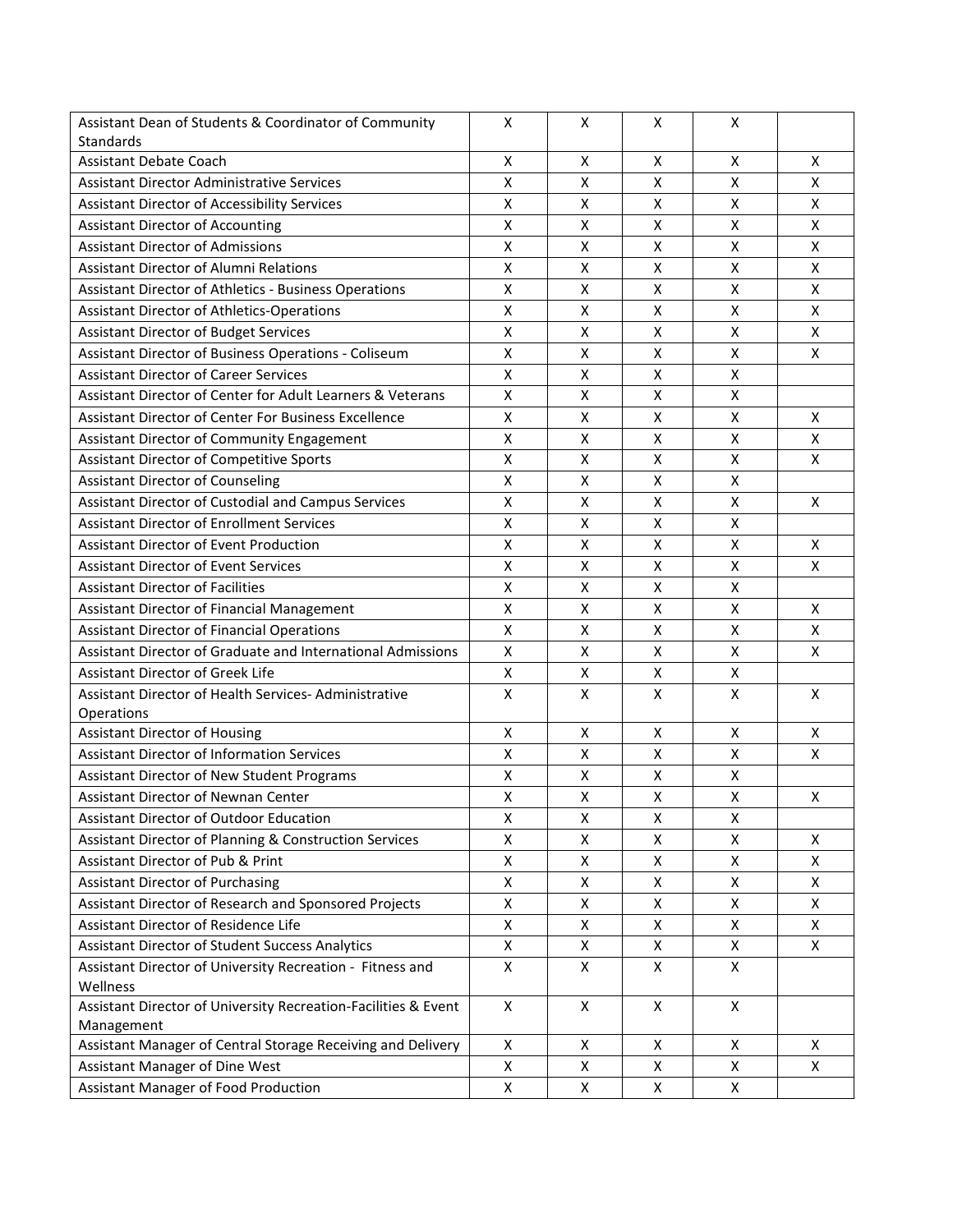| | | | | | |
|---|---|---|---|---|---|
| Assistant Dean of Students & Coordinator of Community Standards | X | X | X | X | |
| Assistant Debate Coach | X | X | X | X | X |
| Assistant Director Administrative Services | X | X | X | X | X |
| Assistant Director of Accessibility Services | X | X | X | X | X |
| Assistant Director of Accounting | X | X | X | X | X |
| Assistant Director of Admissions | X | X | X | X | X |
| Assistant Director of Alumni Relations | X | X | X | X | X |
| Assistant Director of Athletics - Business Operations | X | X | X | X | X |
| Assistant Director of Athletics-Operations | X | X | X | X | X |
| Assistant Director of Budget Services | X | X | X | X | X |
| Assistant Director of Business Operations - Coliseum | X | X | X | X | X |
| Assistant Director of Career Services | X | X | X | X | |
| Assistant Director of Center for Adult Learners & Veterans | X | X | X | X | |
| Assistant Director of Center For Business Excellence | X | X | X | X | X |
| Assistant Director of Community Engagement | X | X | X | X | X |
| Assistant Director of Competitive Sports | X | X | X | X | X |
| Assistant Director of Counseling | X | X | X | X | |
| Assistant Director of Custodial and Campus Services | X | X | X | X | X |
| Assistant Director of Enrollment Services | X | X | X | X | |
| Assistant Director of Event Production | X | X | X | X | X |
| Assistant Director of Event Services | X | X | X | X | X |
| Assistant Director of Facilities | X | X | X | X | |
| Assistant Director of Financial Management | X | X | X | X | X |
| Assistant Director of Financial Operations | X | X | X | X | X |
| Assistant Director of Graduate and International Admissions | X | X | X | X | X |
| Assistant Director of Greek Life | X | X | X | X | |
| Assistant Director of Health Services- Administrative Operations | X | X | X | X | X |
| Assistant Director of Housing | X | X | X | X | X |
| Assistant Director of Information Services | X | X | X | X | X |
| Assistant Director of New Student Programs | X | X | X | X | |
| Assistant Director of Newnan Center | X | X | X | X | X |
| Assistant Director of Outdoor Education | X | X | X | X | |
| Assistant Director of Planning & Construction Services | X | X | X | X | X |
| Assistant Director of Pub & Print | X | X | X | X | X |
| Assistant Director of Purchasing | X | X | X | X | X |
| Assistant Director of Research and Sponsored Projects | X | X | X | X | X |
| Assistant Director of Residence Life | X | X | X | X | X |
| Assistant Director of Student Success Analytics | X | X | X | X | X |
| Assistant Director of University Recreation - Fitness and Wellness | X | X | X | X | |
| Assistant Director of University Recreation-Facilities & Event Management | X | X | X | X | |
| Assistant Manager of Central Storage Receiving and Delivery | X | X | X | X | X |
| Assistant Manager of Dine West | X | X | X | X | X |
| Assistant Manager of Food Production | X | X | X | X | |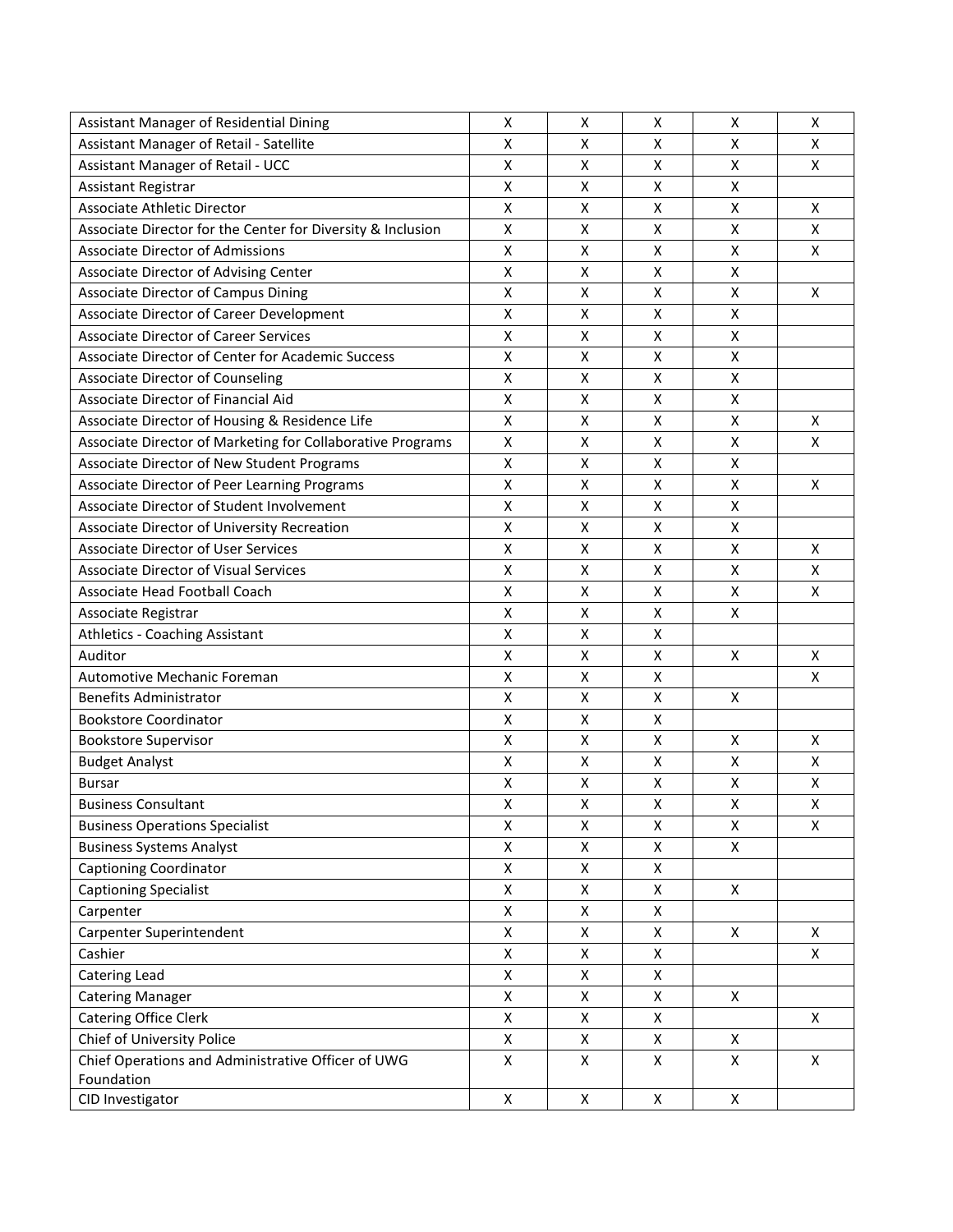| | | | | | |
|---|---|---|---|---|---|
| Assistant Manager of Residential Dining | X | X | X | X | X |
| Assistant Manager of Retail - Satellite | X | X | X | X | X |
| Assistant Manager of Retail - UCC | X | X | X | X | X |
| Assistant Registrar | X | X | X | X | |
| Associate Athletic Director | X | X | X | X | X |
| Associate Director for the Center for Diversity & Inclusion | X | X | X | X | X |
| Associate Director of Admissions | X | X | X | X | X |
| Associate Director of Advising Center | X | X | X | X | |
| Associate Director of Campus Dining | X | X | X | X | X |
| Associate Director of Career Development | X | X | X | X | |
| Associate Director of Career Services | X | X | X | X | |
| Associate Director of Center for Academic Success | X | X | X | X | |
| Associate Director of Counseling | X | X | X | X | |
| Associate Director of Financial Aid | X | X | X | X | |
| Associate Director of Housing & Residence Life | X | X | X | X | X |
| Associate Director of Marketing for Collaborative Programs | X | X | X | X | X |
| Associate Director of New Student Programs | X | X | X | X | |
| Associate Director of Peer Learning Programs | X | X | X | X | X |
| Associate Director of Student Involvement | X | X | X | X | |
| Associate Director of University Recreation | X | X | X | X | |
| Associate Director of User Services | X | X | X | X | X |
| Associate Director of Visual Services | X | X | X | X | X |
| Associate Head Football Coach | X | X | X | X | X |
| Associate Registrar | X | X | X | X | |
| Athletics - Coaching Assistant | X | X | X | | |
| Auditor | X | X | X | X | X |
| Automotive Mechanic Foreman | X | X | X | | X |
| Benefits Administrator | X | X | X | X | |
| Bookstore Coordinator | X | X | X | | |
| Bookstore Supervisor | X | X | X | X | X |
| Budget Analyst | X | X | X | X | X |
| Bursar | X | X | X | X | X |
| Business Consultant | X | X | X | X | X |
| Business Operations Specialist | X | X | X | X | X |
| Business Systems Analyst | X | X | X | X | |
| Captioning Coordinator | X | X | X | | |
| Captioning Specialist | X | X | X | X | |
| Carpenter | X | X | X | | |
| Carpenter Superintendent | X | X | X | X | X |
| Cashier | X | X | X | | X |
| Catering Lead | X | X | X | | |
| Catering Manager | X | X | X | X | |
| Catering Office Clerk | X | X | X | | X |
| Chief of University Police | X | X | X | X | |
| Chief Operations and Administrative Officer of UWG Foundation | X | X | X | X | X |
| CID Investigator | X | X | X | X | |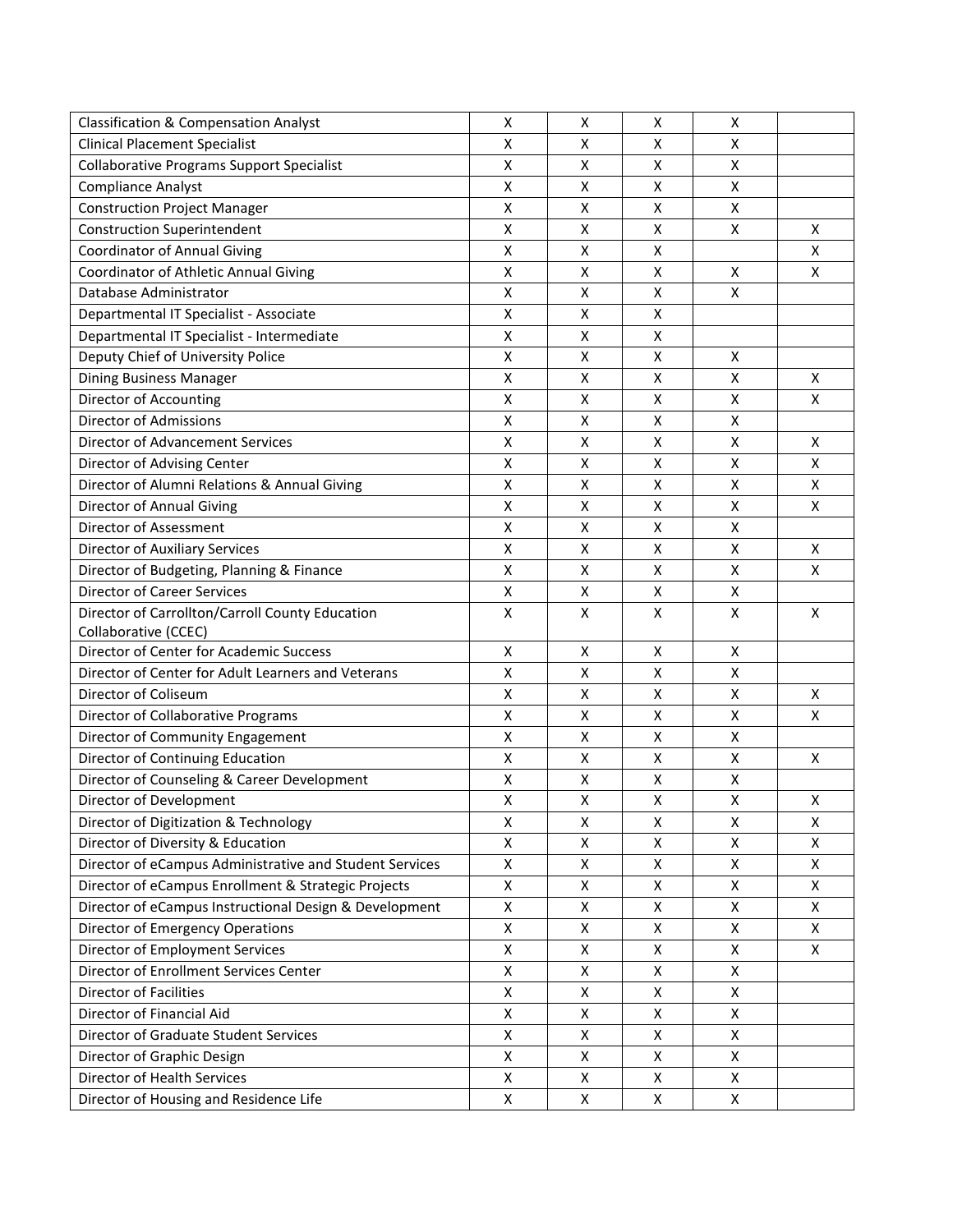| | | | | | |
|---|---|---|---|---|---|
| Classification & Compensation Analyst | X | X | X | X | |
| Clinical Placement Specialist | X | X | X | X | |
| Collaborative Programs Support Specialist | X | X | X | X | |
| Compliance Analyst | X | X | X | X | |
| Construction Project Manager | X | X | X | X | |
| Construction Superintendent | X | X | X | X | X |
| Coordinator of Annual Giving | X | X | X | | X |
| Coordinator of Athletic Annual Giving | X | X | X | X | X |
| Database Administrator | X | X | X | X | |
| Departmental IT Specialist - Associate | X | X | X | | |
| Departmental IT Specialist - Intermediate | X | X | X | | |
| Deputy Chief of University Police | X | X | X | X | |
| Dining Business Manager | X | X | X | X | X |
| Director of Accounting | X | X | X | X | X |
| Director of Admissions | X | X | X | X | |
| Director of Advancement Services | X | X | X | X | X |
| Director of Advising Center | X | X | X | X | X |
| Director of Alumni Relations & Annual Giving | X | X | X | X | X |
| Director of Annual Giving | X | X | X | X | X |
| Director of Assessment | X | X | X | X | |
| Director of Auxiliary Services | X | X | X | X | X |
| Director of Budgeting, Planning & Finance | X | X | X | X | X |
| Director of Career Services | X | X | X | X | |
| Director of Carrollton/Carroll County Education Collaborative (CCEC) | X | X | X | X | X |
| Director of Center for Academic Success | X | X | X | X | |
| Director of Center for Adult Learners and Veterans | X | X | X | X | |
| Director of Coliseum | X | X | X | X | X |
| Director of Collaborative Programs | X | X | X | X | X |
| Director of Community Engagement | X | X | X | X | |
| Director of Continuing Education | X | X | X | X | X |
| Director of Counseling & Career Development | X | X | X | X | |
| Director of Development | X | X | X | X | X |
| Director of Digitization & Technology | X | X | X | X | X |
| Director of Diversity & Education | X | X | X | X | X |
| Director of eCampus Administrative and Student Services | X | X | X | X | X |
| Director of eCampus Enrollment & Strategic Projects | X | X | X | X | X |
| Director of eCampus Instructional Design & Development | X | X | X | X | X |
| Director of Emergency Operations | X | X | X | X | X |
| Director of Employment Services | X | X | X | X | X |
| Director of Enrollment Services Center | X | X | X | X | |
| Director of Facilities | X | X | X | X | |
| Director of Financial Aid | X | X | X | X | |
| Director of Graduate Student Services | X | X | X | X | |
| Director of Graphic Design | X | X | X | X | |
| Director of Health Services | X | X | X | X | |
| Director of Housing and Residence Life | X | X | X | X | |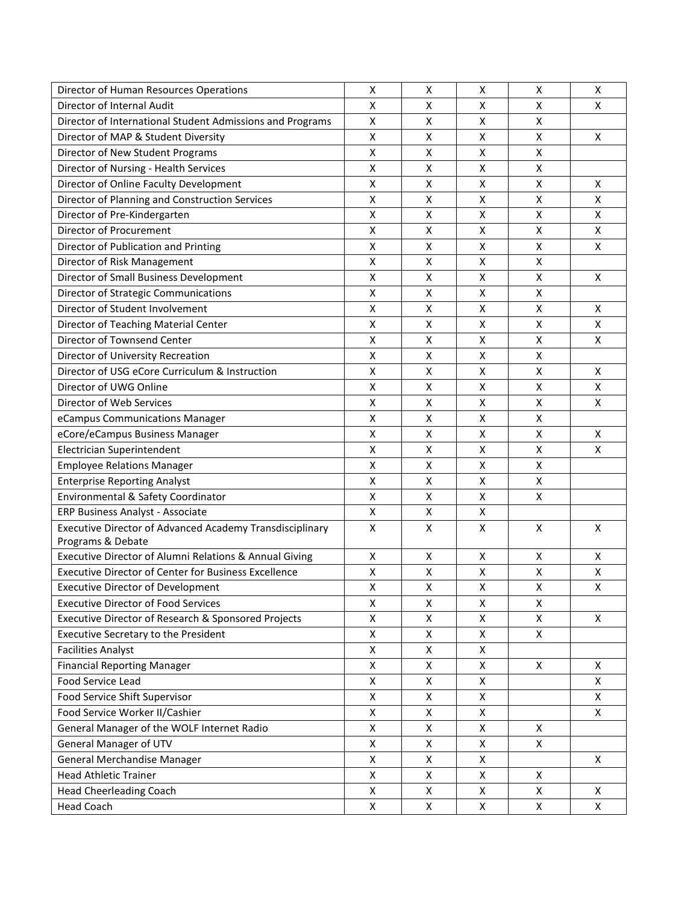| | | | | | |
|---|---|---|---|---|---|
| Director of Human Resources Operations | X | X | X | X | X |
| Director of Internal Audit | X | X | X | X | X |
| Director of International Student Admissions and Programs | X | X | X | X | |
| Director of MAP & Student Diversity | X | X | X | X | X |
| Director of New Student Programs | X | X | X | X | |
| Director of Nursing - Health Services | X | X | X | X | |
| Director of Online Faculty Development | X | X | X | X | X |
| Director of Planning and Construction Services | X | X | X | X | X |
| Director of Pre-Kindergarten | X | X | X | X | X |
| Director of Procurement | X | X | X | X | X |
| Director of Publication and Printing | X | X | X | X | X |
| Director of Risk Management | X | X | X | X | |
| Director of Small Business Development | X | X | X | X | X |
| Director of Strategic Communications | X | X | X | X | |
| Director of Student Involvement | X | X | X | X | X |
| Director of Teaching Material Center | X | X | X | X | X |
| Director of Townsend Center | X | X | X | X | X |
| Director of University Recreation | X | X | X | X | |
| Director of USG eCore Curriculum & Instruction | X | X | X | X | X |
| Director of UWG Online | X | X | X | X | X |
| Director of Web Services | X | X | X | X | X |
| eCampus Communications Manager | X | X | X | X | |
| eCore/eCampus Business Manager | X | X | X | X | X |
| Electrician Superintendent | X | X | X | X | X |
| Employee Relations Manager | X | X | X | X | |
| Enterprise Reporting Analyst | X | X | X | X | |
| Environmental & Safety Coordinator | X | X | X | X | |
| ERP Business Analyst - Associate | X | X | X | | |
| Executive Director of Advanced Academy Transdisciplinary Programs & Debate | X | X | X | X | X |
| Executive Director of Alumni Relations & Annual Giving | X | X | X | X | X |
| Executive Director of Center for Business Excellence | X | X | X | X | X |
| Executive Director of Development | X | X | X | X | X |
| Executive Director of Food Services | X | X | X | X | |
| Executive Director of Research & Sponsored Projects | X | X | X | X | X |
| Executive Secretary to the President | X | X | X | X | |
| Facilities Analyst | X | X | X | | |
| Financial Reporting Manager | X | X | X | X | X |
| Food Service Lead | X | X | X | | X |
| Food Service Shift Supervisor | X | X | X | | X |
| Food Service Worker II/Cashier | X | X | X | | X |
| General Manager of the WOLF Internet Radio | X | X | X | X | |
| General Manager of UTV | X | X | X | X | |
| General Merchandise Manager | X | X | X | | X |
| Head Athletic Trainer | X | X | X | X | |
| Head Cheerleading Coach | X | X | X | X | X |
| Head Coach | X | X | X | X | X |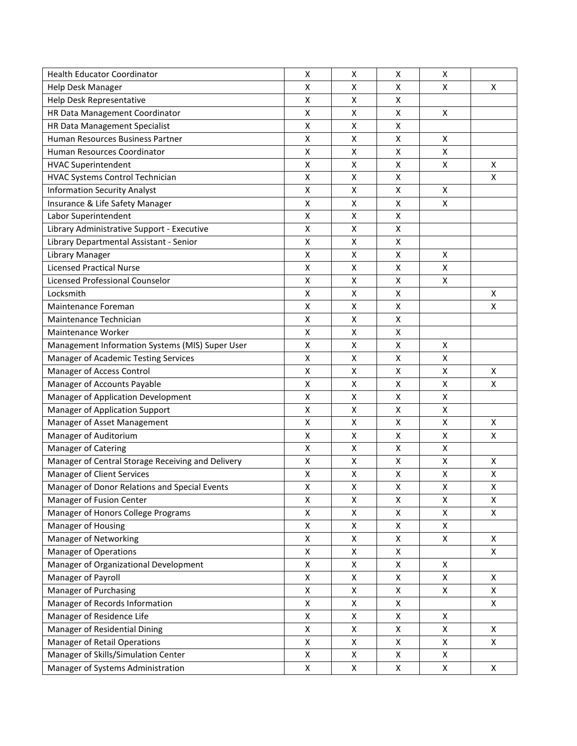| | | | | | |
|---|---|---|---|---|---|
| Health Educator Coordinator | X | X | X | X | |
| Help Desk Manager | X | X | X | X | X |
| Help Desk Representative | X | X | X | | |
| HR Data Management Coordinator | X | X | X | X | |
| HR Data Management Specialist | X | X | X | | |
| Human Resources Business Partner | X | X | X | X | |
| Human Resources Coordinator | X | X | X | X | |
| HVAC Superintendent | X | X | X | X | X |
| HVAC Systems Control Technician | X | X | X | | X |
| Information Security Analyst | X | X | X | X | |
| Insurance & Life Safety Manager | X | X | X | X | |
| Labor Superintendent | X | X | X | | |
| Library Administrative Support - Executive | X | X | X | | |
| Library Departmental Assistant - Senior | X | X | X | | |
| Library Manager | X | X | X | X | |
| Licensed Practical Nurse | X | X | X | X | |
| Licensed Professional Counselor | X | X | X | X | |
| Locksmith | X | X | X | | X |
| Maintenance Foreman | X | X | X | | X |
| Maintenance Technician | X | X | X | | |
| Maintenance Worker | X | X | X | | |
| Management Information Systems (MIS) Super User | X | X | X | X | |
| Manager of Academic Testing Services | X | X | X | X | |
| Manager of Access Control | X | X | X | X | X |
| Manager of Accounts Payable | X | X | X | X | X |
| Manager of Application Development | X | X | X | X | |
| Manager of Application Support | X | X | X | X | |
| Manager of Asset Management | X | X | X | X | X |
| Manager of Auditorium | X | X | X | X | X |
| Manager of Catering | X | X | X | X | |
| Manager of Central Storage Receiving and Delivery | X | X | X | X | X |
| Manager of Client Services | X | X | X | X | X |
| Manager of Donor Relations and Special Events | X | X | X | X | X |
| Manager of Fusion Center | X | X | X | X | X |
| Manager of Honors College Programs | X | X | X | X | X |
| Manager of Housing | X | X | X | X | |
| Manager of Networking | X | X | X | X | X |
| Manager of Operations | X | X | X | | X |
| Manager of Organizational Development | X | X | X | X | |
| Manager of Payroll | X | X | X | X | X |
| Manager of Purchasing | X | X | X | X | X |
| Manager of Records Information | X | X | X | | X |
| Manager of Residence Life | X | X | X | X | |
| Manager of Residential Dining | X | X | X | X | X |
| Manager of Retail Operations | X | X | X | X | X |
| Manager of Skills/Simulation Center | X | X | X | X | |
| Manager of Systems Administration | X | X | X | X | X |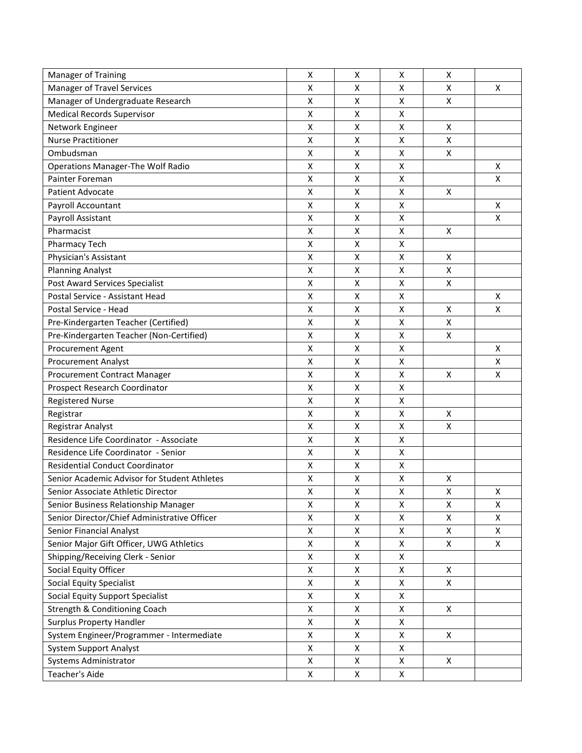| | | | | | |
|---|---|---|---|---|---|
| Manager of Training | X | X | X | X | |
| Manager of Travel Services | X | X | X | X | X |
| Manager of Undergraduate Research | X | X | X | X | |
| Medical Records Supervisor | X | X | X | | |
| Network Engineer | X | X | X | X | |
| Nurse Practitioner | X | X | X | X | |
| Ombudsman | X | X | X | X | |
| Operations Manager-The Wolf Radio | X | X | X | | X |
| Painter Foreman | X | X | X | | X |
| Patient Advocate | X | X | X | X | |
| Payroll Accountant | X | X | X | | X |
| Payroll Assistant | X | X | X | | X |
| Pharmacist | X | X | X | X | |
| Pharmacy Tech | X | X | X | | |
| Physician's Assistant | X | X | X | X | |
| Planning Analyst | X | X | X | X | |
| Post Award Services Specialist | X | X | X | X | |
| Postal Service - Assistant Head | X | X | X | | X |
| Postal Service - Head | X | X | X | X | X |
| Pre-Kindergarten Teacher (Certified) | X | X | X | X | |
| Pre-Kindergarten Teacher (Non-Certified) | X | X | X | X | |
| Procurement Agent | X | X | X | | X |
| Procurement Analyst | X | X | X | | X |
| Procurement Contract Manager | X | X | X | X | X |
| Prospect Research Coordinator | X | X | X | | |
| Registered Nurse | X | X | X | | |
| Registrar | X | X | X | X | |
| Registrar Analyst | X | X | X | X | |
| Residence Life Coordinator - Associate | X | X | X | | |
| Residence Life Coordinator - Senior | X | X | X | | |
| Residential Conduct Coordinator | X | X | X | | |
| Senior Academic Advisor for Student Athletes | X | X | X | X | |
| Senior Associate Athletic Director | X | X | X | X | X |
| Senior Business Relationship Manager | X | X | X | X | X |
| Senior Director/Chief Administrative Officer | X | X | X | X | X |
| Senior Financial Analyst | X | X | X | X | X |
| Senior Major Gift Officer, UWG Athletics | X | X | X | X | X |
| Shipping/Receiving Clerk - Senior | X | X | X | | |
| Social Equity Officer | X | X | X | X | |
| Social Equity Specialist | X | X | X | X | |
| Social Equity Support Specialist | X | X | X | | |
| Strength & Conditioning Coach | X | X | X | X | |
| Surplus Property Handler | X | X | X | | |
| System Engineer/Programmer - Intermediate | X | X | X | X | |
| System Support Analyst | X | X | X | | |
| Systems Administrator | X | X | X | X | |
| Teacher's Aide | X | X | X | | |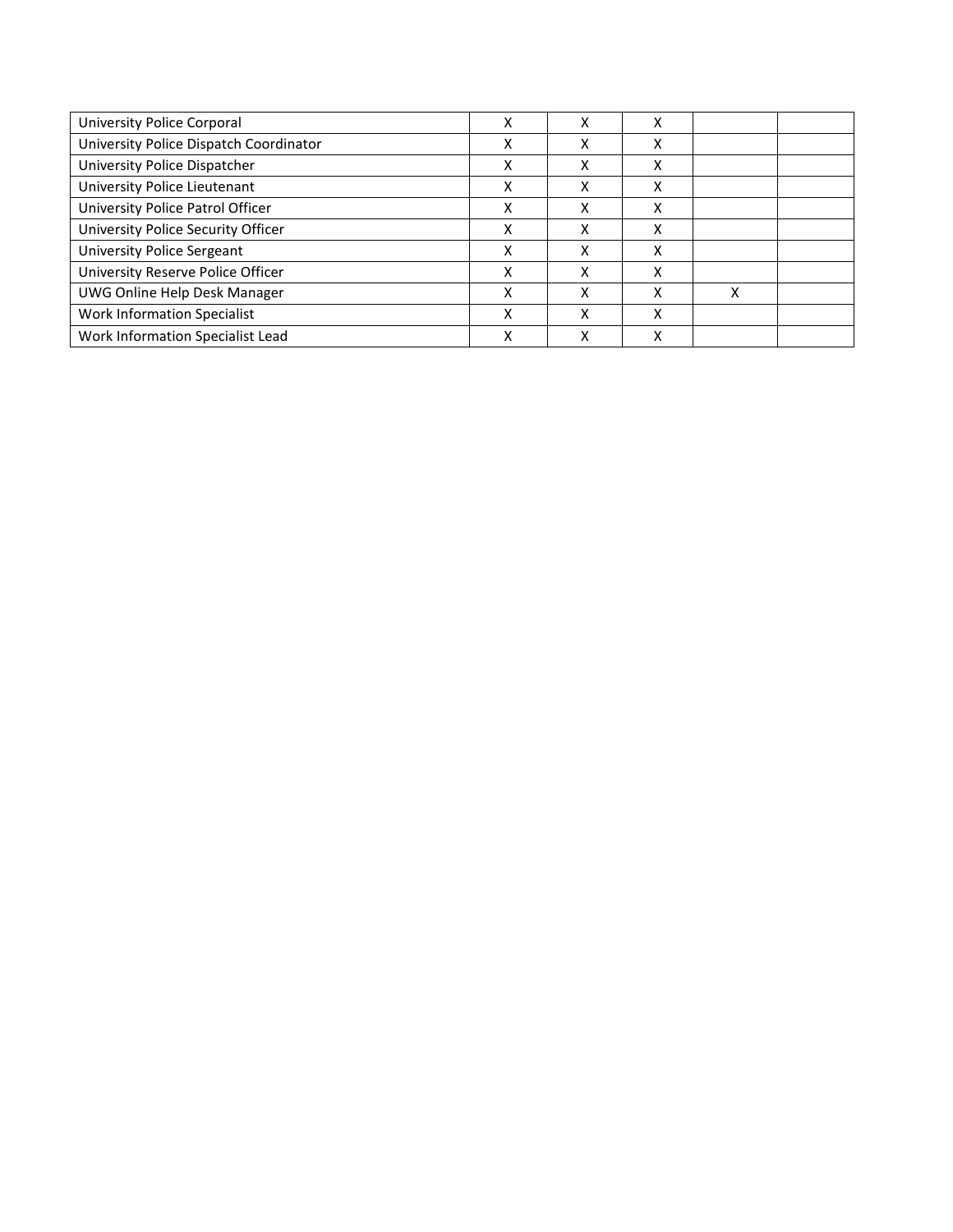| | | | | | |
|---|---|---|---|---|---|
| University Police Corporal | X | X | X | | |
| University Police Dispatch Coordinator | X | X | X | | |
| University Police Dispatcher | X | X | X | | |
| University Police Lieutenant | X | X | X | | |
| University Police Patrol Officer | X | X | X | | |
| University Police Security Officer | X | X | X | | |
| University Police Sergeant | X | X | X | | |
| University Reserve Police Officer | X | X | X | | |
| UWG Online Help Desk Manager | X | X | X | X | |
| Work Information Specialist | X | X | X | | |
| Work Information Specialist Lead | X | X | X | | |